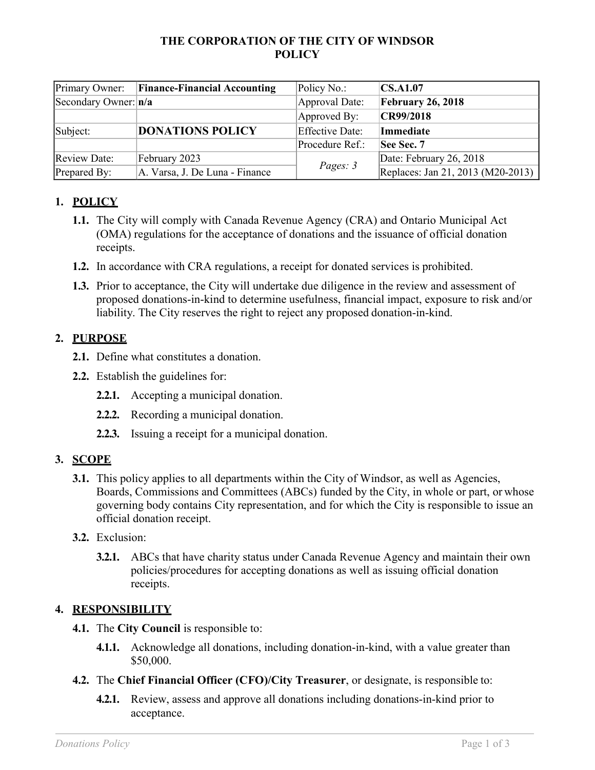**THE CORPORATION OF THE CITY OF WINDSOR**
**POLICY**

| Primary Owner: | **Finance-Financial Accounting** | Policy No.: | **CS.A1.07** |
|---|---|---|---|
| Secondary Owner: | **n/a** | Approval Date: | **February 26, 2018** |
| | | Approved By: | **CR99/2018** |
| Subject: | **DONATIONS POLICY** | Effective Date: | **Immediate** |
| | | Procedure Ref.: | **See Sec. 7** |
| Review Date: | February 2023 | *Pages: 3* | Date: February 26, 2018 |
| Prepared By: | A. Varsa, J. De Luna - Finance | | Replaces: Jan 21, 2013 (M20-2013) |

## 1. POLICY

**1.1.** The City will comply with Canada Revenue Agency (CRA) and Ontario Municipal Act (OMA) regulations for the acceptance of donations and the issuance of official donation receipts.

**1.2.** In accordance with CRA regulations, a receipt for donated services is prohibited.

**1.3.** Prior to acceptance, the City will undertake due diligence in the review and assessment of proposed donations-in-kind to determine usefulness, financial impact, exposure to risk and/or liability. The City reserves the right to reject any proposed donation-in-kind.

## 2. PURPOSE

**2.1.** Define what constitutes a donation.

**2.2.** Establish the guidelines for:

- **2.2.1.** Accepting a municipal donation.
- **2.2.2.** Recording a municipal donation.
- **2.2.3.** Issuing a receipt for a municipal donation.

## 3. SCOPE

**3.1.** This policy applies to all departments within the City of Windsor, as well as Agencies, Boards, Commissions and Committees (ABCs) funded by the City, in whole or part, or whose governing body contains City representation, and for which the City is responsible to issue an official donation receipt.

**3.2.** Exclusion:

- **3.2.1.** ABCs that have charity status under Canada Revenue Agency and maintain their own policies/procedures for accepting donations as well as issuing official donation receipts.

## 4. RESPONSIBILITY

**4.1.** The **City Council** is responsible to:

- **4.1.1.** Acknowledge all donations, including donation-in-kind, with a value greater than $50,000.

**4.2.** The **Chief Financial Officer (CFO)/City Treasurer**, or designate, is responsible to:

- **4.2.1.** Review, assess and approve all donations including donations-in-kind prior to acceptance.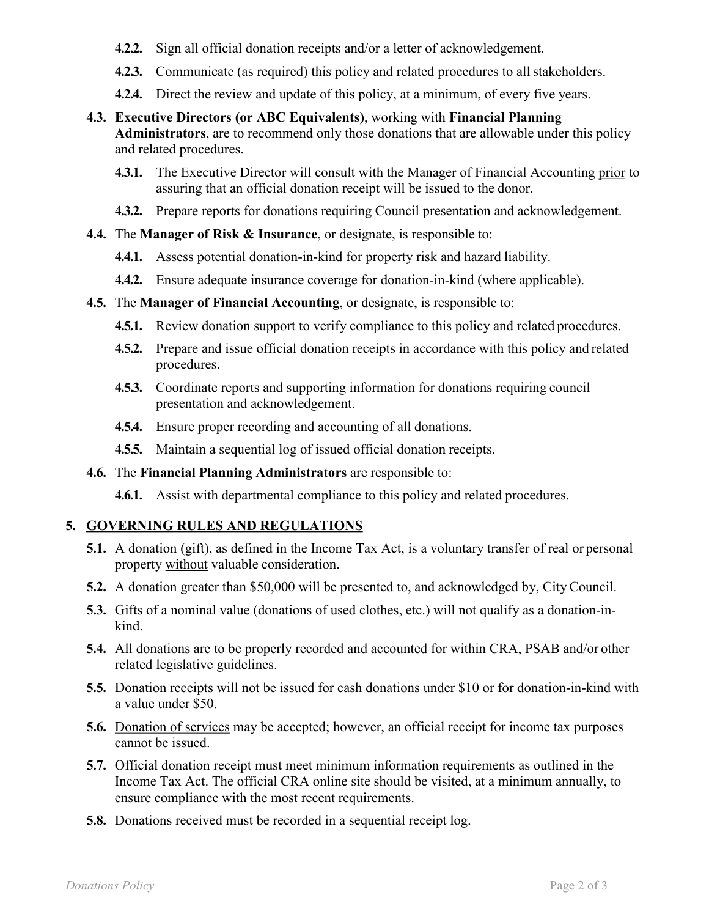**4.2.2.** Sign all official donation receipts and/or a letter of acknowledgement.

**4.2.3.** Communicate (as required) this policy and related procedures to all stakeholders.

**4.2.4.** Direct the review and update of this policy, at a minimum, of every five years.

**4.3.** **Executive Directors (or ABC Equivalents)**, working with **Financial Planning Administrators**, are to recommend only those donations that are allowable under this policy and related procedures.

**4.3.1.** The Executive Director will consult with the Manager of Financial Accounting <u>prior</u> to assuring that an official donation receipt will be issued to the donor.

**4.3.2.** Prepare reports for donations requiring Council presentation and acknowledgement.

**4.4.** The **Manager of Risk & Insurance**, or designate, is responsible to:

**4.4.1.** Assess potential donation-in-kind for property risk and hazard liability.

**4.4.2.** Ensure adequate insurance coverage for donation-in-kind (where applicable).

**4.5.** The **Manager of Financial Accounting**, or designate, is responsible to:

**4.5.1.** Review donation support to verify compliance to this policy and related procedures.

**4.5.2.** Prepare and issue official donation receipts in accordance with this policy and related procedures.

**4.5.3.** Coordinate reports and supporting information for donations requiring council presentation and acknowledgement.

**4.5.4.** Ensure proper recording and accounting of all donations.

**4.5.5.** Maintain a sequential log of issued official donation receipts.

**4.6.** The **Financial Planning Administrators** are responsible to:

**4.6.1.** Assist with departmental compliance to this policy and related procedures.

## 5. <u>GOVERNING RULES AND REGULATIONS</u>

**5.1.** A donation (gift), as defined in the Income Tax Act, is a voluntary transfer of real or personal property <u>without</u> valuable consideration.

**5.2.** A donation greater than $50,000 will be presented to, and acknowledged by, City Council.

**5.3.** Gifts of a nominal value (donations of used clothes, etc.) will not qualify as a donation-in-kind.

**5.4.** All donations are to be properly recorded and accounted for within CRA, PSAB and/or other related legislative guidelines.

**5.5.** Donation receipts will not be issued for cash donations under $10 or for donation-in-kind with a value under $50.

**5.6.** <u>Donation of services</u> may be accepted; however, an official receipt for income tax purposes cannot be issued.

**5.7.** Official donation receipt must meet minimum information requirements as outlined in the Income Tax Act. The official CRA online site should be visited, at a minimum annually, to ensure compliance with the most recent requirements.

**5.8.** Donations received must be recorded in a sequential receipt log.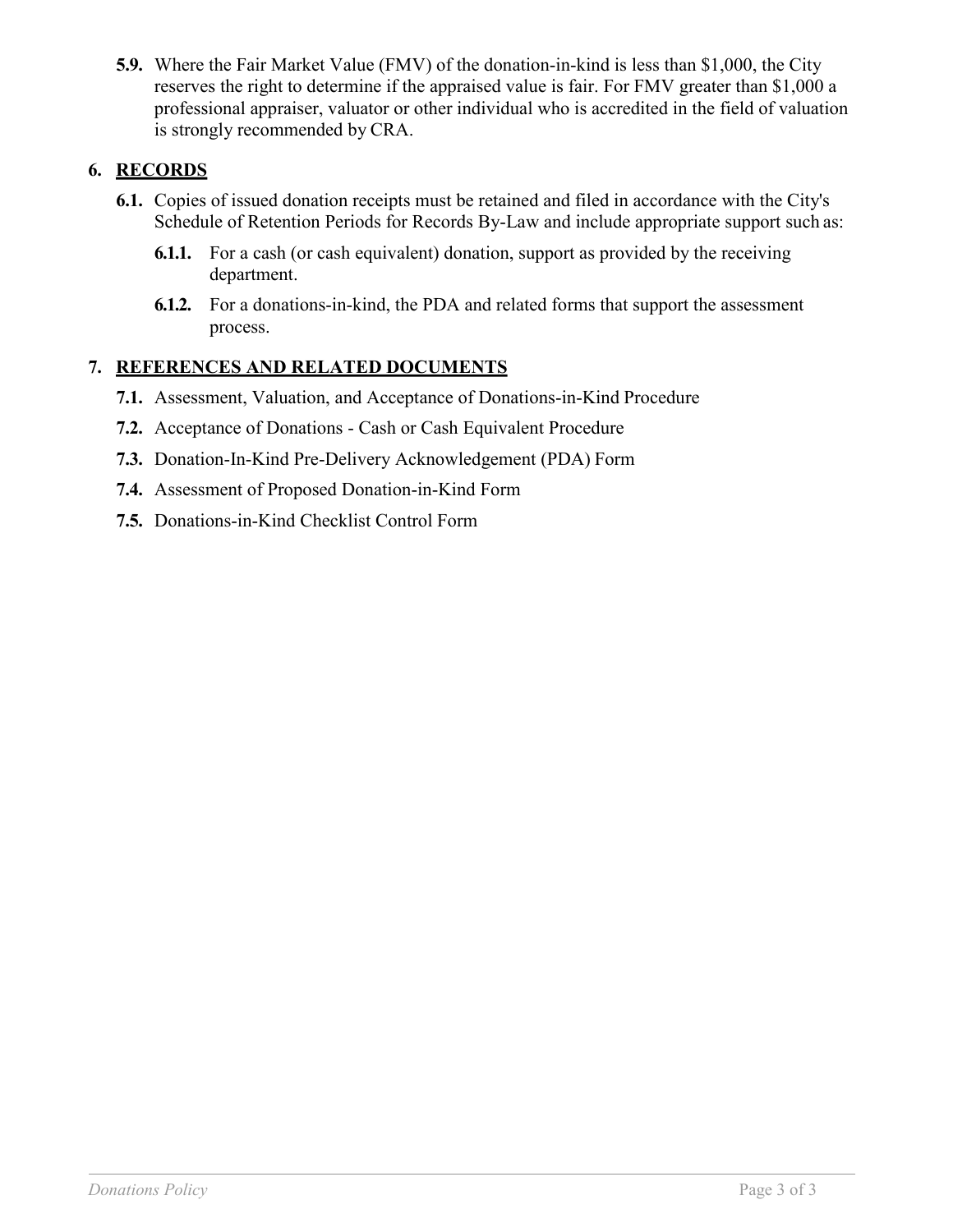**5.9.** Where the Fair Market Value (FMV) of the donation-in-kind is less than $1,000, the City reserves the right to determine if the appraised value is fair. For FMV greater than $1,000 a professional appraiser, valuator or other individual who is accredited in the field of valuation is strongly recommended by CRA.

## 6. RECORDS

**6.1.** Copies of issued donation receipts must be retained and filed in accordance with the City's Schedule of Retention Periods for Records By-Law and include appropriate support such as:

**6.1.1.** For a cash (or cash equivalent) donation, support as provided by the receiving department.

**6.1.2.** For a donations-in-kind, the PDA and related forms that support the assessment process.

## 7. REFERENCES AND RELATED DOCUMENTS

**7.1.** Assessment, Valuation, and Acceptance of Donations-in-Kind Procedure

**7.2.** Acceptance of Donations - Cash or Cash Equivalent Procedure

**7.3.** Donation-In-Kind Pre-Delivery Acknowledgement (PDA) Form

**7.4.** Assessment of Proposed Donation-in-Kind Form

**7.5.** Donations-in-Kind Checklist Control Form